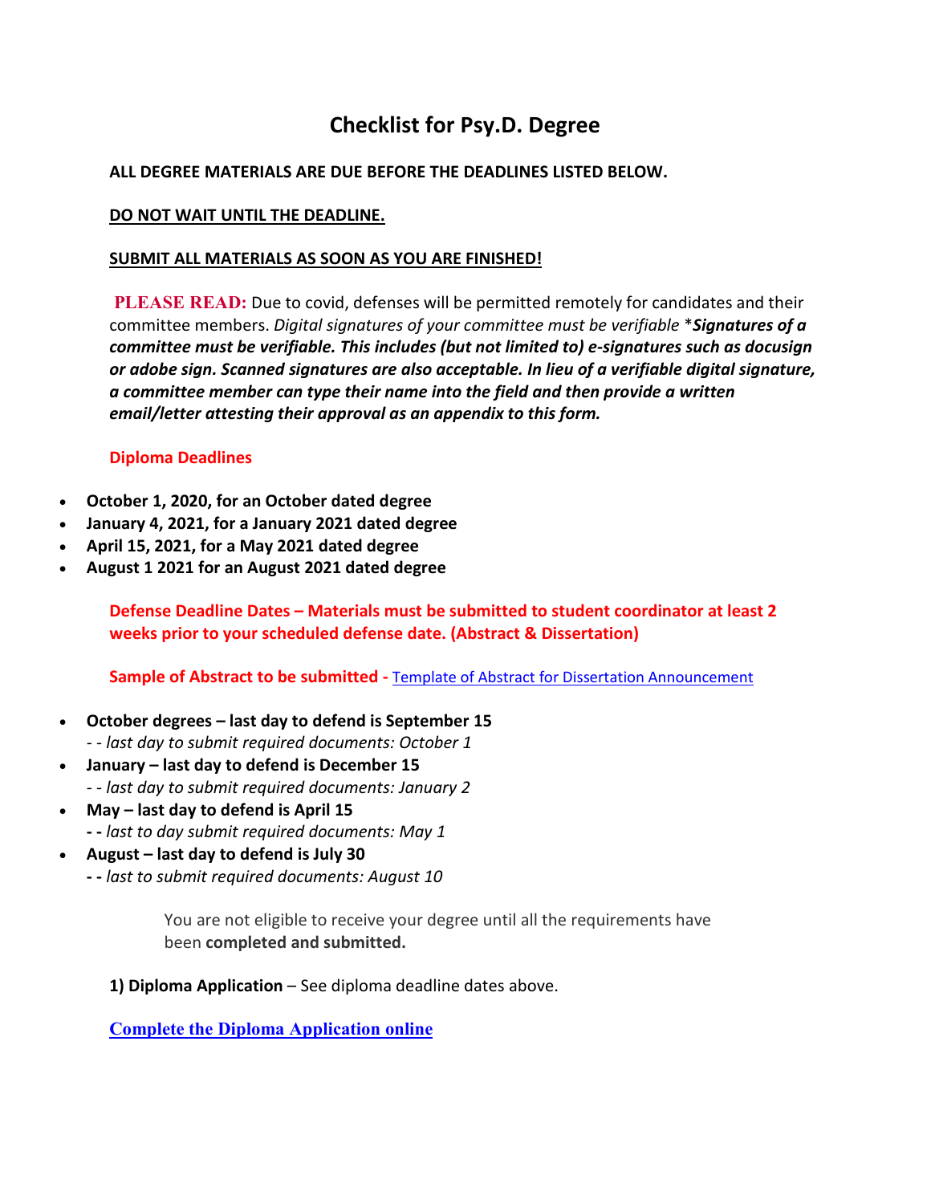# Checklist for Psy.D. Degree

**ALL DEGREE MATERIALS ARE DUE BEFORE THE DEADLINES LISTED BELOW.**

**DO NOT WAIT UNTIL THE DEADLINE.**

**SUBMIT ALL MATERIALS AS SOON AS YOU ARE FINISHED!**

**PLEASE READ:** Due to covid, defenses will be permitted remotely for candidates and their committee members. *Digital signatures of your committee must be verifiable* \****Signatures of a committee must be verifiable. This includes (but not limited to) e-signatures such as docusign or adobe sign. Scanned signatures are also acceptable. In lieu of a verifiable digital signature, a committee member can type their name into the field and then provide a written email/letter attesting their approval as an appendix to this form.***

**Diploma Deadlines**

- **October 1, 2020, for an October dated degree**
- **January 4, 2021, for a January 2021 dated degree**
- **April 15, 2021, for a May 2021 dated degree**
- **August 1 2021 for an August 2021 dated degree**

**Defense Deadline Dates – Materials must be submitted to student coordinator at least 2 weeks prior to your scheduled defense date. (Abstract & Dissertation)**

**Sample of Abstract to be submitted -** Template of Abstract for Dissertation Announcement

- **October degrees – last day to defend is September 15**
  *- - last day to submit required documents: October 1*
- **January – last day to defend is December 15**
  *- - last day to submit required documents: January 2*
- **May – last day to defend is April 15**
  **- -** *last to day submit required documents: May 1*
- **August – last day to defend is July 30**
  **- -** *last to submit required documents: August 10*

You are not eligible to receive your degree until all the requirements have been **completed and submitted.**

**1) Diploma Application** – See diploma deadline dates above.

**Complete the Diploma Application online**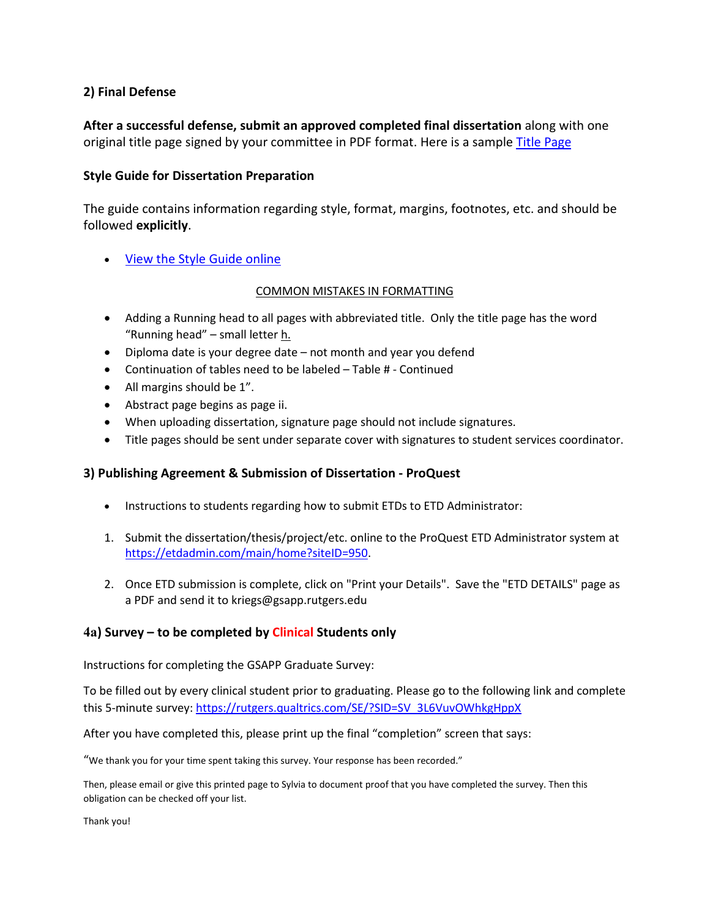## 2) Final Defense

**After a successful defense, submit an approved completed final dissertation** along with one original title page signed by your committee in PDF format. Here is a sample [Title Page]

### Style Guide for Dissertation Preparation

The guide contains information regarding style, format, margins, footnotes, etc. and should be followed **explicitly**.

- [View the Style Guide online]

<u>COMMON MISTAKES IN FORMATTING</u>

- Adding a Running head to all pages with abbreviated title. Only the title page has the word "Running head" – small letter <u>h.</u>
- Diploma date is your degree date – not month and year you defend
- Continuation of tables need to be labeled – Table # - Continued
- All margins should be 1".
- Abstract page begins as page ii.
- When uploading dissertation, signature page should not include signatures.
- Title pages should be sent under separate cover with signatures to student services coordinator.

## 3) Publishing Agreement & Submission of Dissertation - ProQuest

- Instructions to students regarding how to submit ETDs to ETD Administrator:

1. Submit the dissertation/thesis/project/etc. online to the ProQuest ETD Administrator system at https://etdadmin.com/main/home?siteID=950.
2. Once ETD submission is complete, click on "Print your Details". Save the "ETD DETAILS" page as a PDF and send it to kriegs@gsapp.rutgers.edu

## 4a) Survey – to be completed by Clinical Students only

Instructions for completing the GSAPP Graduate Survey:

To be filled out by every clinical student prior to graduating. Please go to the following link and complete this 5-minute survey: https://rutgers.qualtrics.com/SE/?SID=SV_3L6VuvOWhkgHppX

After you have completed this, please print up the final "completion" screen that says:

"We thank you for your time spent taking this survey. Your response has been recorded."

Then, please email or give this printed page to Sylvia to document proof that you have completed the survey. Then this obligation can be checked off your list.

Thank you!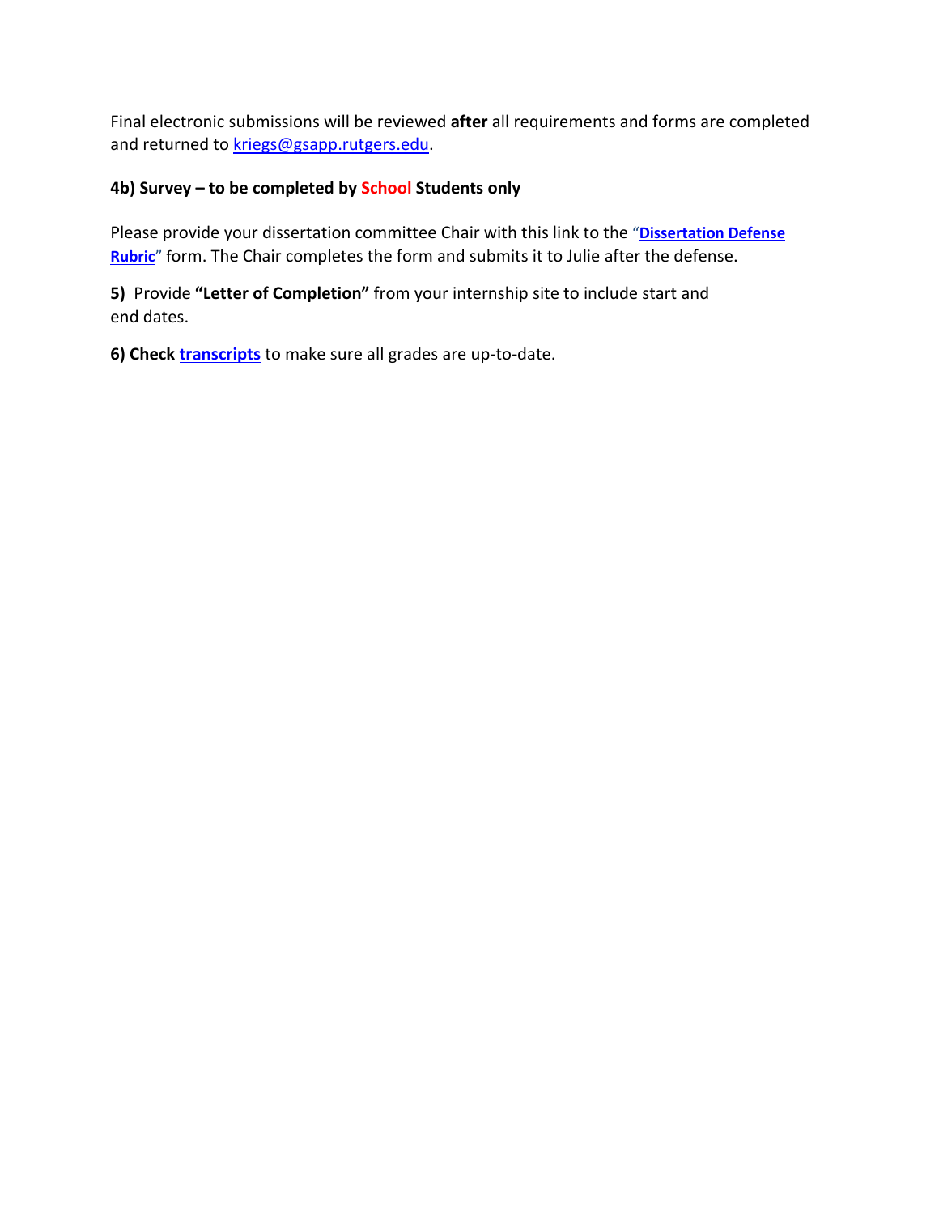Final electronic submissions will be reviewed **after** all requirements and forms are completed and returned to kriegs@gsapp.rutgers.edu.

**4b) Survey – to be completed by School Students only**

Please provide your dissertation committee Chair with this link to the "**Dissertation Defense Rubric**" form. The Chair completes the form and submits it to Julie after the defense.

**5)** Provide **"Letter of Completion"** from your internship site to include start and end dates.

**6) Check transcripts** to make sure all grades are up-to-date.